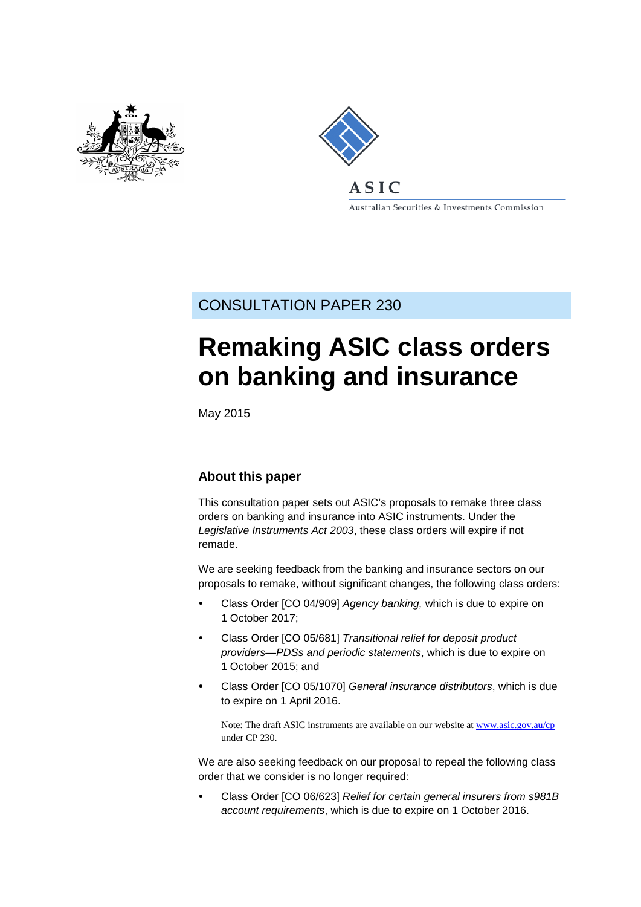ASIC

Australian Securities & Investments Commission

CONSULTATION PAPER 230

# Remaking ASIC class orders on banking and insurance

May 2015

## About this paper

This consultation paper sets out ASIC's proposals to remake three class orders on banking and insurance into ASIC instruments. Under the *Legislative Instruments Act 2003*, these class orders will expire if not remade.

We are seeking feedback from the banking and insurance sectors on our proposals to remake, without significant changes, the following class orders:

- Class Order [CO 04/909] *Agency banking,* which is due to expire on 1 October 2017;
- Class Order [CO 05/681] *Transitional relief for deposit product providers—PDSs and periodic statements*, which is due to expire on 1 October 2015; and
- Class Order [CO 05/1070] *General insurance distributors*, which is due to expire on 1 April 2016.

Note: The draft ASIC instruments are available on our website at www.asic.gov.au/cp under CP 230.

We are also seeking feedback on our proposal to repeal the following class order that we consider is no longer required:

- Class Order [CO 06/623] *Relief for certain general insurers from s981B account requirements*, which is due to expire on 1 October 2016.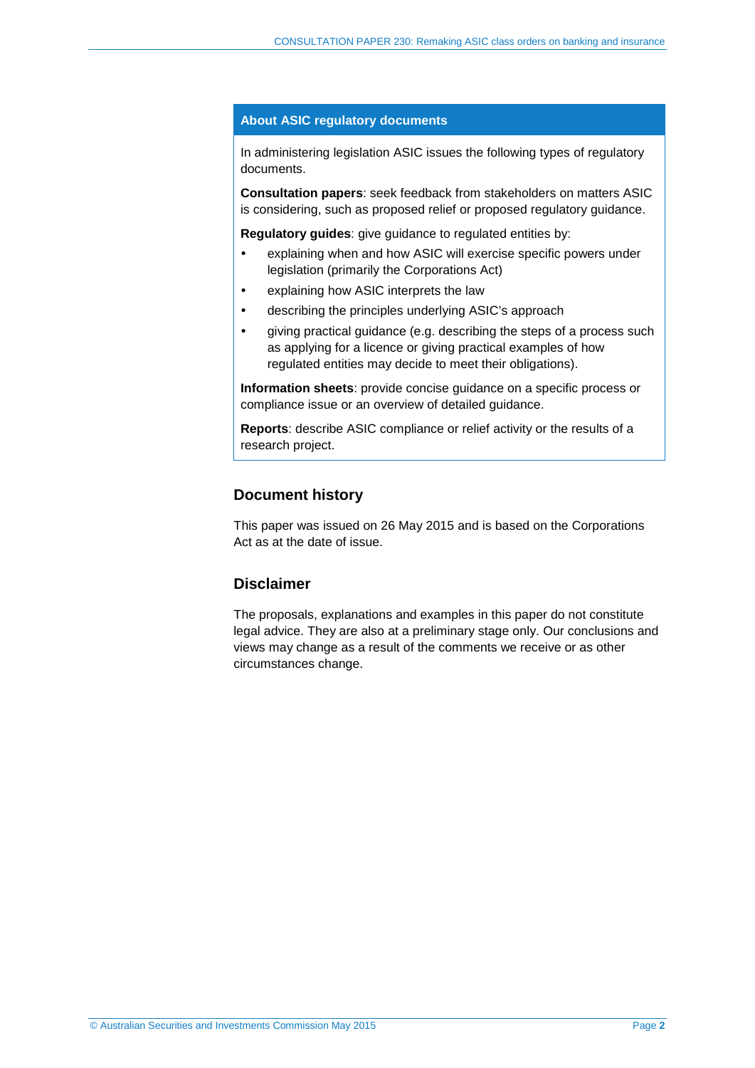## About ASIC regulatory documents

In administering legislation ASIC issues the following types of regulatory documents.

**Consultation papers**: seek feedback from stakeholders on matters ASIC is considering, such as proposed relief or proposed regulatory guidance.

**Regulatory guides**: give guidance to regulated entities by:

- explaining when and how ASIC will exercise specific powers under legislation (primarily the Corporations Act)
- explaining how ASIC interprets the law
- describing the principles underlying ASIC's approach
- giving practical guidance (e.g. describing the steps of a process such as applying for a licence or giving practical examples of how regulated entities may decide to meet their obligations).

**Information sheets**: provide concise guidance on a specific process or compliance issue or an overview of detailed guidance.

**Reports**: describe ASIC compliance or relief activity or the results of a research project.

## Document history

This paper was issued on 26 May 2015 and is based on the Corporations Act as at the date of issue.

## Disclaimer

The proposals, explanations and examples in this paper do not constitute legal advice. They are also at a preliminary stage only. Our conclusions and views may change as a result of the comments we receive or as other circumstances change.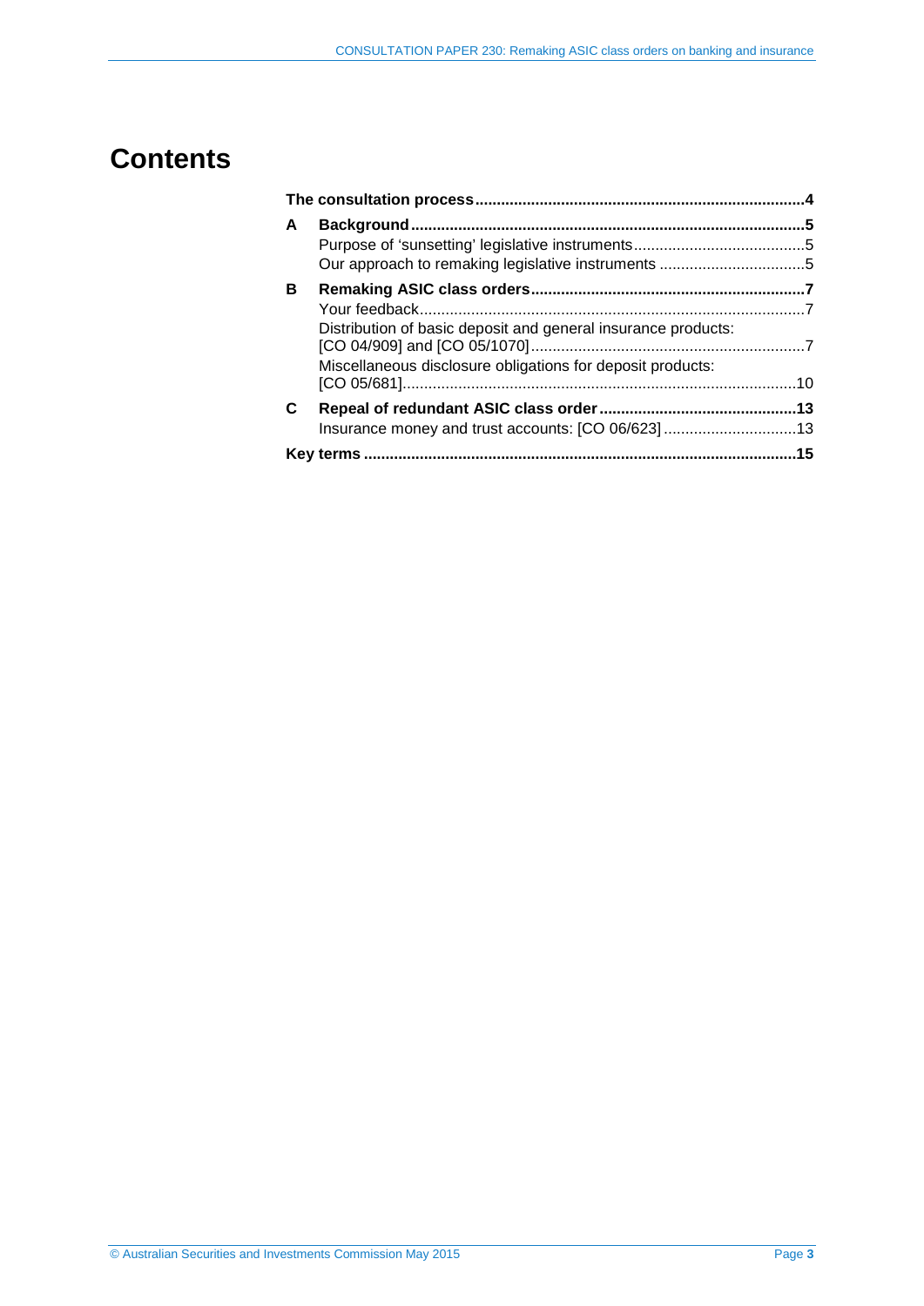# Contents

| | | |
|---|---|---|
| **The consultation process** | | **4** |
| **A** | **Background** | **5** |
| | Purpose of 'sunsetting' legislative instruments | 5 |
| | Our approach to remaking legislative instruments | 5 |
| **B** | **Remaking ASIC class orders** | **7** |
| | Your feedback | 7 |
| | Distribution of basic deposit and general insurance products: [CO 04/909] and [CO 05/1070] | 7 |
| | Miscellaneous disclosure obligations for deposit products: [CO 05/681] | 10 |
| **C** | **Repeal of redundant ASIC class order** | **13** |
| | Insurance money and trust accounts: [CO 06/623] | 13 |
| **Key terms** | | **15** |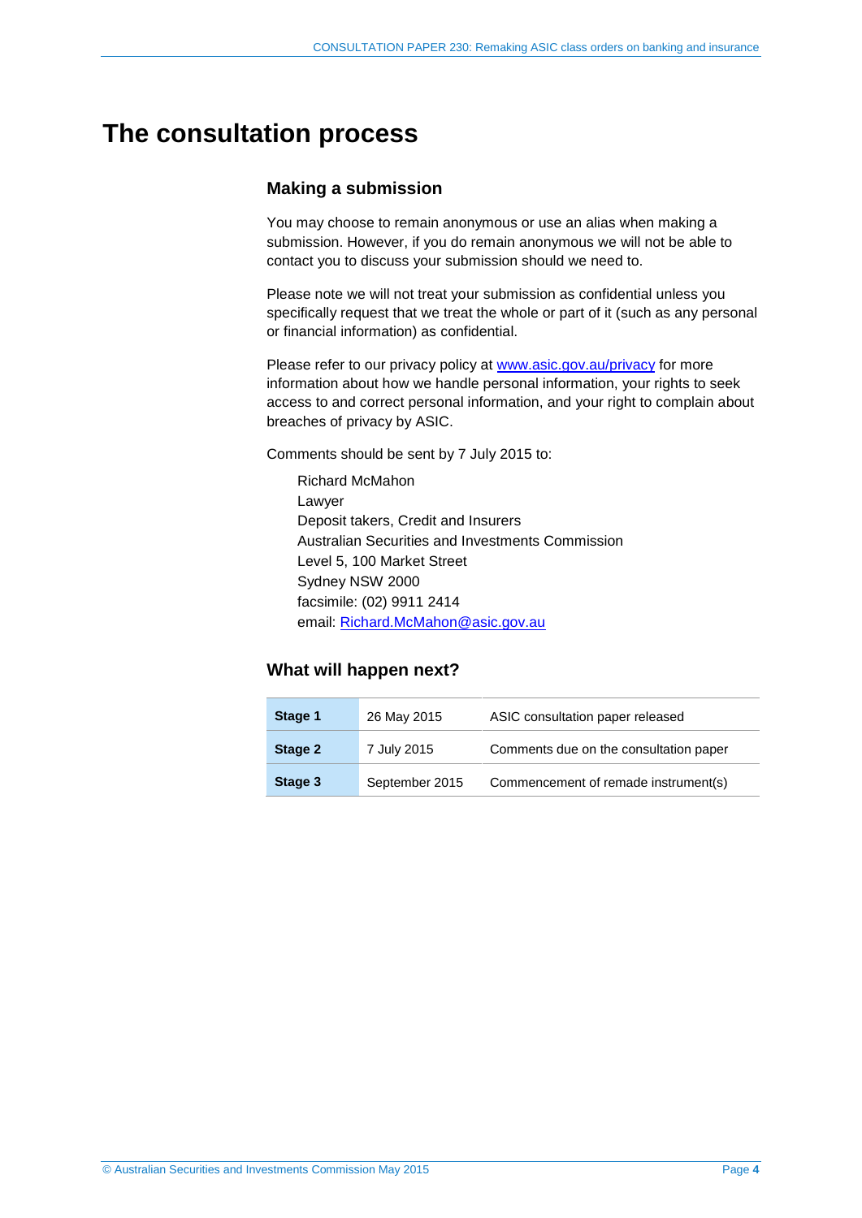# The consultation process

## Making a submission

You may choose to remain anonymous or use an alias when making a submission. However, if you do remain anonymous we will not be able to contact you to discuss your submission should we need to.

Please note we will not treat your submission as confidential unless you specifically request that we treat the whole or part of it (such as any personal or financial information) as confidential.

Please refer to our privacy policy at www.asic.gov.au/privacy for more information about how we handle personal information, your rights to seek access to and correct personal information, and your right to complain about breaches of privacy by ASIC.

Comments should be sent by 7 July 2015 to:

Richard McMahon
Lawyer
Deposit takers, Credit and Insurers
Australian Securities and Investments Commission
Level 5, 100 Market Street
Sydney NSW 2000
facsimile: (02) 9911 2414
email: Richard.McMahon@asic.gov.au

## What will happen next?

| | | |
|---|---|---|
| **Stage 1** | 26 May 2015 | ASIC consultation paper released |
| **Stage 2** | 7 July 2015 | Comments due on the consultation paper |
| **Stage 3** | September 2015 | Commencement of remade instrument(s) |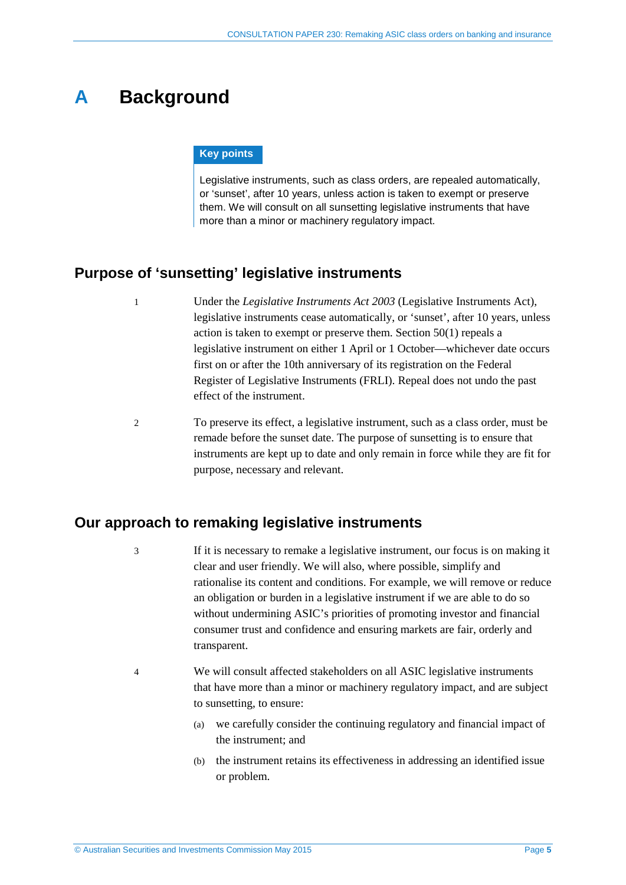# A Background

**Key points**

Legislative instruments, such as class orders, are repealed automatically, or 'sunset', after 10 years, unless action is taken to exempt or preserve them. We will consult on all sunsetting legislative instruments that have more than a minor or machinery regulatory impact.

## Purpose of 'sunsetting' legislative instruments

1 Under the *Legislative Instruments Act 2003* (Legislative Instruments Act), legislative instruments cease automatically, or 'sunset', after 10 years, unless action is taken to exempt or preserve them. Section 50(1) repeals a legislative instrument on either 1 April or 1 October—whichever date occurs first on or after the 10th anniversary of its registration on the Federal Register of Legislative Instruments (FRLI). Repeal does not undo the past effect of the instrument.

2 To preserve its effect, a legislative instrument, such as a class order, must be remade before the sunset date. The purpose of sunsetting is to ensure that instruments are kept up to date and only remain in force while they are fit for purpose, necessary and relevant.

## Our approach to remaking legislative instruments

3 If it is necessary to remake a legislative instrument, our focus is on making it clear and user friendly. We will also, where possible, simplify and rationalise its content and conditions. For example, we will remove or reduce an obligation or burden in a legislative instrument if we are able to do so without undermining ASIC's priorities of promoting investor and financial consumer trust and confidence and ensuring markets are fair, orderly and transparent.

4 We will consult affected stakeholders on all ASIC legislative instruments that have more than a minor or machinery regulatory impact, and are subject to sunsetting, to ensure:

(a) we carefully consider the continuing regulatory and financial impact of the instrument; and

(b) the instrument retains its effectiveness in addressing an identified issue or problem.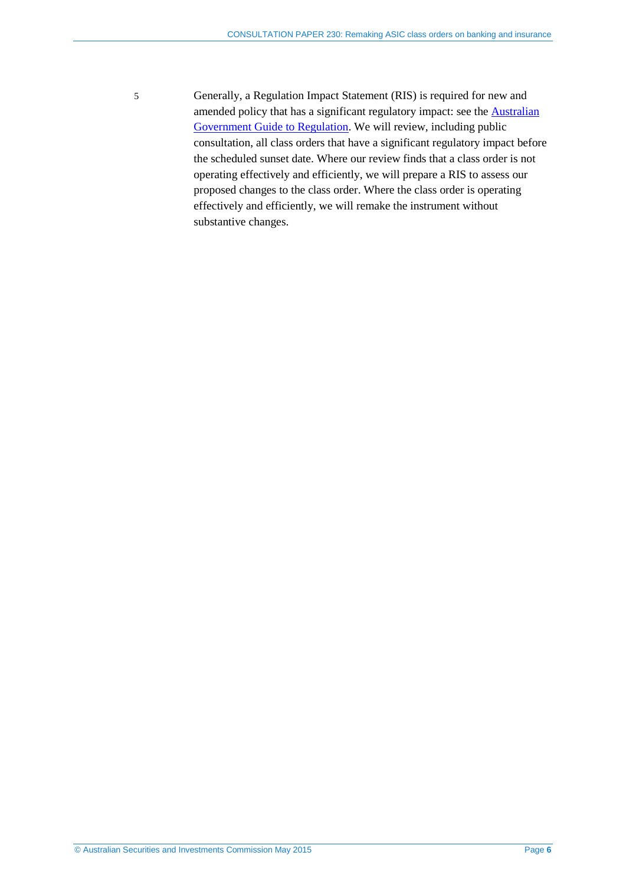5 Generally, a Regulation Impact Statement (RIS) is required for new and amended policy that has a significant regulatory impact: see the Australian Government Guide to Regulation. We will review, including public consultation, all class orders that have a significant regulatory impact before the scheduled sunset date. Where our review finds that a class order is not operating effectively and efficiently, we will prepare a RIS to assess our proposed changes to the class order. Where the class order is operating effectively and efficiently, we will remake the instrument without substantive changes.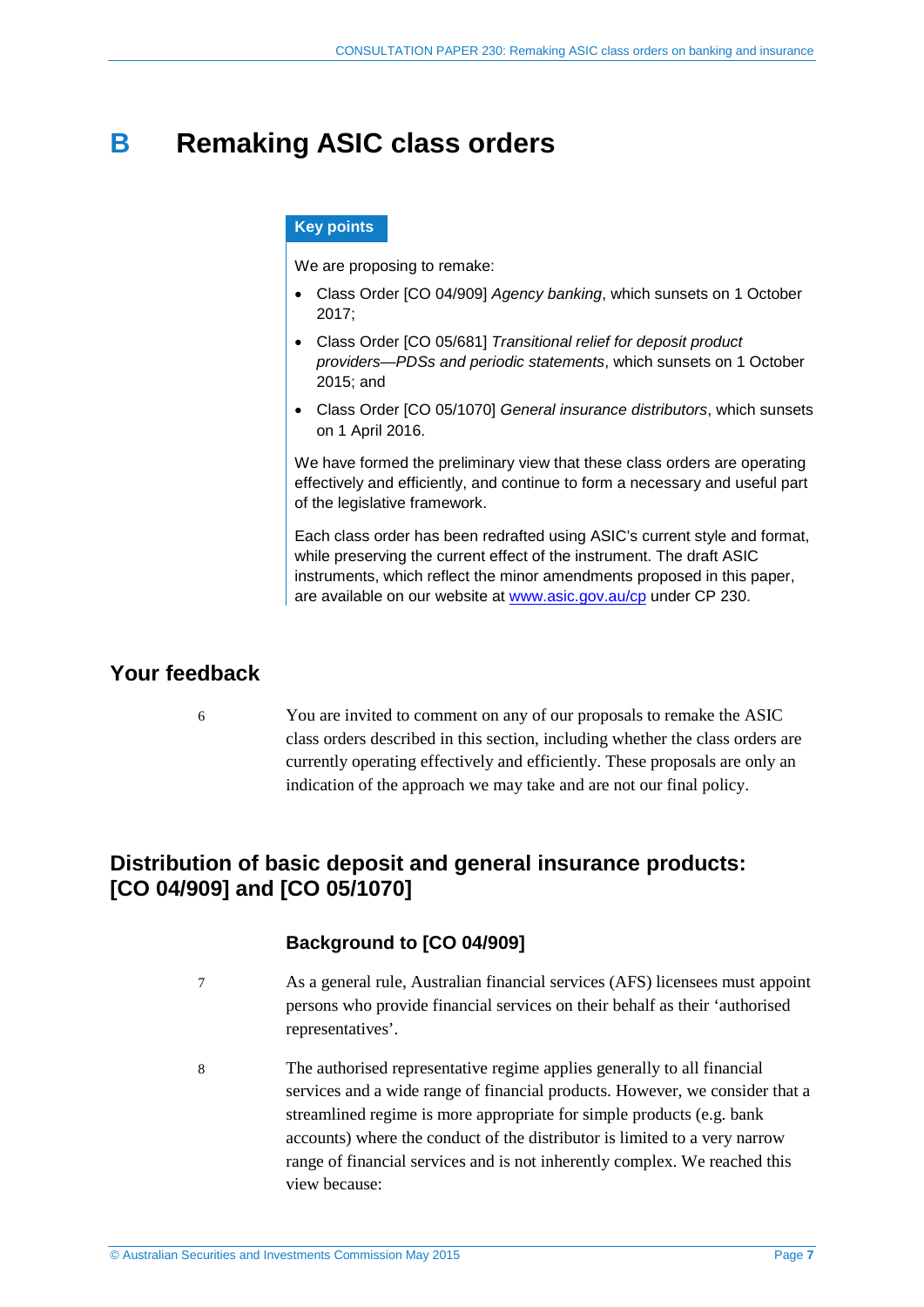# B Remaking ASIC class orders

**Key points**

We are proposing to remake:

- Class Order [CO 04/909] *Agency banking*, which sunsets on 1 October 2017;
- Class Order [CO 05/681] *Transitional relief for deposit product providers—PDSs and periodic statements*, which sunsets on 1 October 2015; and
- Class Order [CO 05/1070] *General insurance distributors*, which sunsets on 1 April 2016.

We have formed the preliminary view that these class orders are operating effectively and efficiently, and continue to form a necessary and useful part of the legislative framework.

Each class order has been redrafted using ASIC's current style and format, while preserving the current effect of the instrument. The draft ASIC instruments, which reflect the minor amendments proposed in this paper, are available on our website at www.asic.gov.au/cp under CP 230.

## Your feedback

6 You are invited to comment on any of our proposals to remake the ASIC class orders described in this section, including whether the class orders are currently operating effectively and efficiently. These proposals are only an indication of the approach we may take and are not our final policy.

## Distribution of basic deposit and general insurance products: [CO 04/909] and [CO 05/1070]

### Background to [CO 04/909]

7 As a general rule, Australian financial services (AFS) licensees must appoint persons who provide financial services on their behalf as their 'authorised representatives'.

8 The authorised representative regime applies generally to all financial services and a wide range of financial products. However, we consider that a streamlined regime is more appropriate for simple products (e.g. bank accounts) where the conduct of the distributor is limited to a very narrow range of financial services and is not inherently complex. We reached this view because: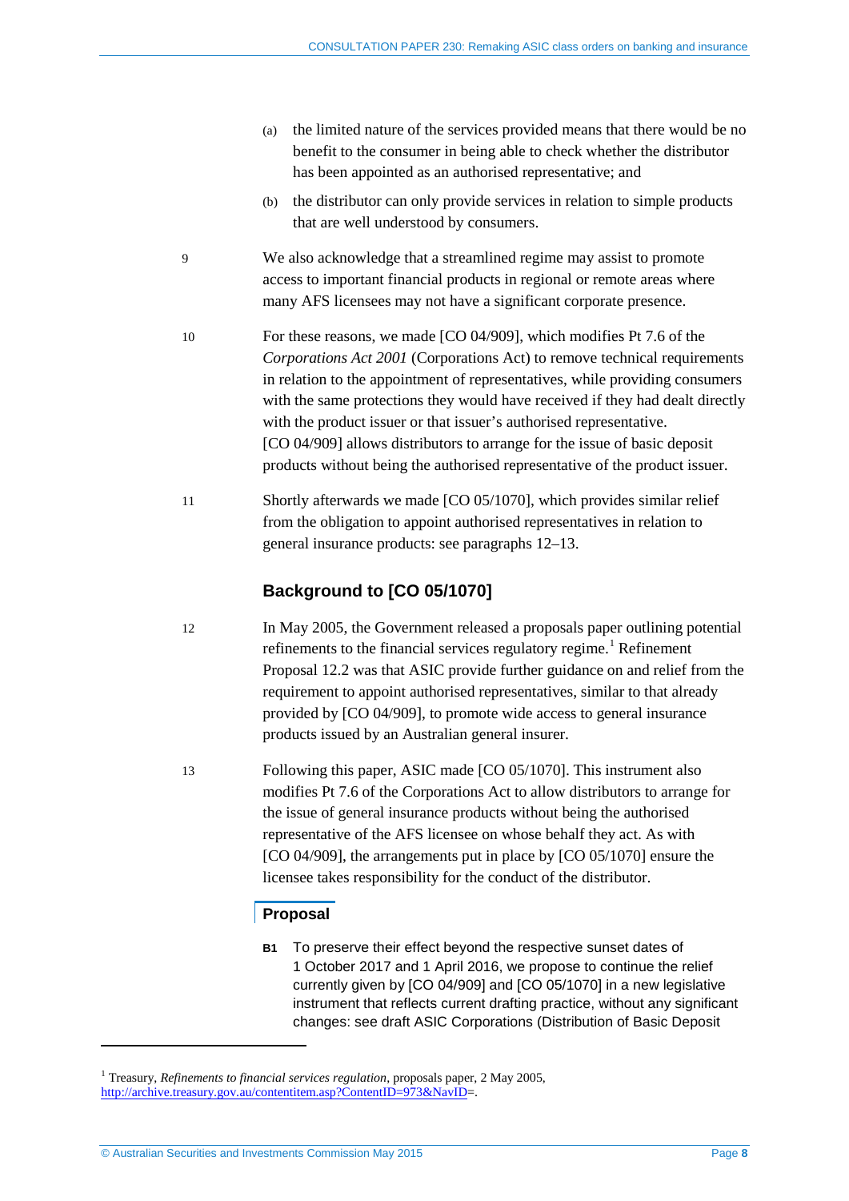(a) the limited nature of the services provided means that there would be no benefit to the consumer in being able to check whether the distributor has been appointed as an authorised representative; and

(b) the distributor can only provide services in relation to simple products that are well understood by consumers.

9 We also acknowledge that a streamlined regime may assist to promote access to important financial products in regional or remote areas where many AFS licensees may not have a significant corporate presence.

10 For these reasons, we made [CO 04/909], which modifies Pt 7.6 of the *Corporations Act 2001* (Corporations Act) to remove technical requirements in relation to the appointment of representatives, while providing consumers with the same protections they would have received if they had dealt directly with the product issuer or that issuer's authorised representative. [CO 04/909] allows distributors to arrange for the issue of basic deposit products without being the authorised representative of the product issuer.

11 Shortly afterwards we made [CO 05/1070], which provides similar relief from the obligation to appoint authorised representatives in relation to general insurance products: see paragraphs 12–13.

### Background to [CO 05/1070]

12 In May 2005, the Government released a proposals paper outlining potential refinements to the financial services regulatory regime.[1] Refinement Proposal 12.2 was that ASIC provide further guidance on and relief from the requirement to appoint authorised representatives, similar to that already provided by [CO 04/909], to promote wide access to general insurance products issued by an Australian general insurer.

13 Following this paper, ASIC made [CO 05/1070]. This instrument also modifies Pt 7.6 of the Corporations Act to allow distributors to arrange for the issue of general insurance products without being the authorised representative of the AFS licensee on whose behalf they act. As with [CO 04/909], the arrangements put in place by [CO 05/1070] ensure the licensee takes responsibility for the conduct of the distributor.

#### Proposal

**B1** To preserve their effect beyond the respective sunset dates of 1 October 2017 and 1 April 2016, we propose to continue the relief currently given by [CO 04/909] and [CO 05/1070] in a new legislative instrument that reflects current drafting practice, without any significant changes: see draft ASIC Corporations (Distribution of Basic Deposit

---

[1] Treasury, *Refinements to financial services regulation*, proposals paper, 2 May 2005, http://archive.treasury.gov.au/contentitem.asp?ContentID=973&NavID=.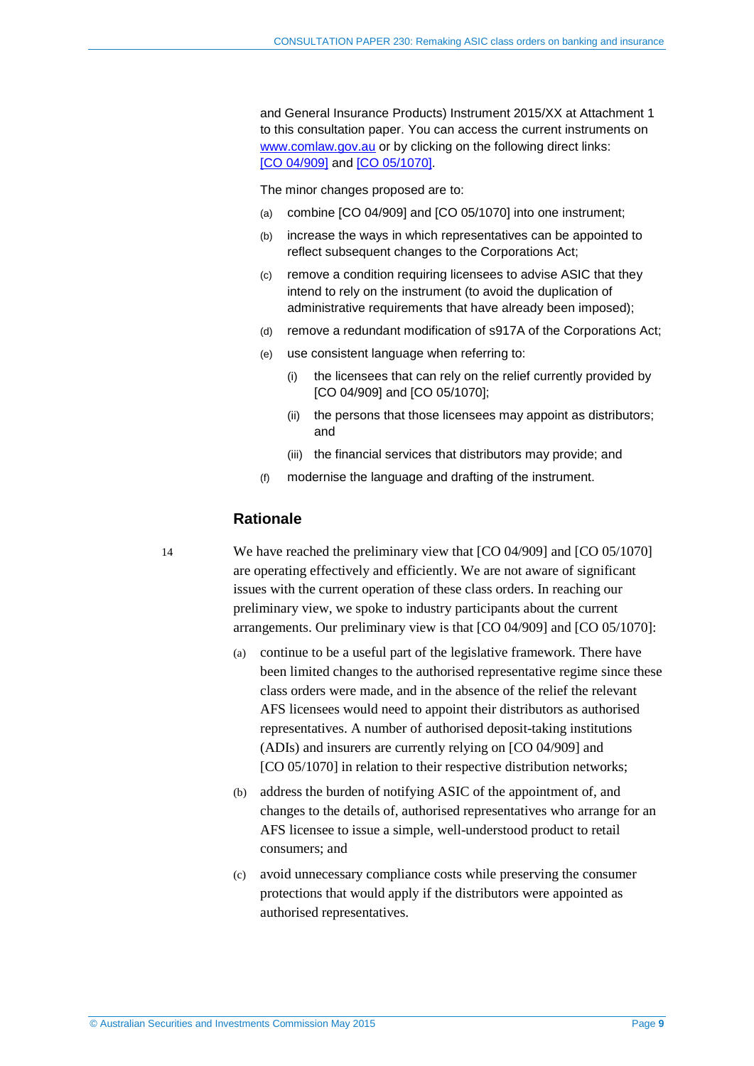and General Insurance Products) Instrument 2015/XX at Attachment 1 to this consultation paper. You can access the current instruments on www.comlaw.gov.au or by clicking on the following direct links: [CO 04/909] and [CO 05/1070].

The minor changes proposed are to:

(a) combine [CO 04/909] and [CO 05/1070] into one instrument;

(b) increase the ways in which representatives can be appointed to reflect subsequent changes to the Corporations Act;

(c) remove a condition requiring licensees to advise ASIC that they intend to rely on the instrument (to avoid the duplication of administrative requirements that have already been imposed);

(d) remove a redundant modification of s917A of the Corporations Act;

(e) use consistent language when referring to:

 (i) the licensees that can rely on the relief currently provided by [CO 04/909] and [CO 05/1070];

 (ii) the persons that those licensees may appoint as distributors; and

 (iii) the financial services that distributors may provide; and

(f) modernise the language and drafting of the instrument.

## Rationale

14 We have reached the preliminary view that [CO 04/909] and [CO 05/1070] are operating effectively and efficiently. We are not aware of significant issues with the current operation of these class orders. In reaching our preliminary view, we spoke to industry participants about the current arrangements. Our preliminary view is that [CO 04/909] and [CO 05/1070]:

(a) continue to be a useful part of the legislative framework. There have been limited changes to the authorised representative regime since these class orders were made, and in the absence of the relief the relevant AFS licensees would need to appoint their distributors as authorised representatives. A number of authorised deposit-taking institutions (ADIs) and insurers are currently relying on [CO 04/909] and [CO 05/1070] in relation to their respective distribution networks;

(b) address the burden of notifying ASIC of the appointment of, and changes to the details of, authorised representatives who arrange for an AFS licensee to issue a simple, well-understood product to retail consumers; and

(c) avoid unnecessary compliance costs while preserving the consumer protections that would apply if the distributors were appointed as authorised representatives.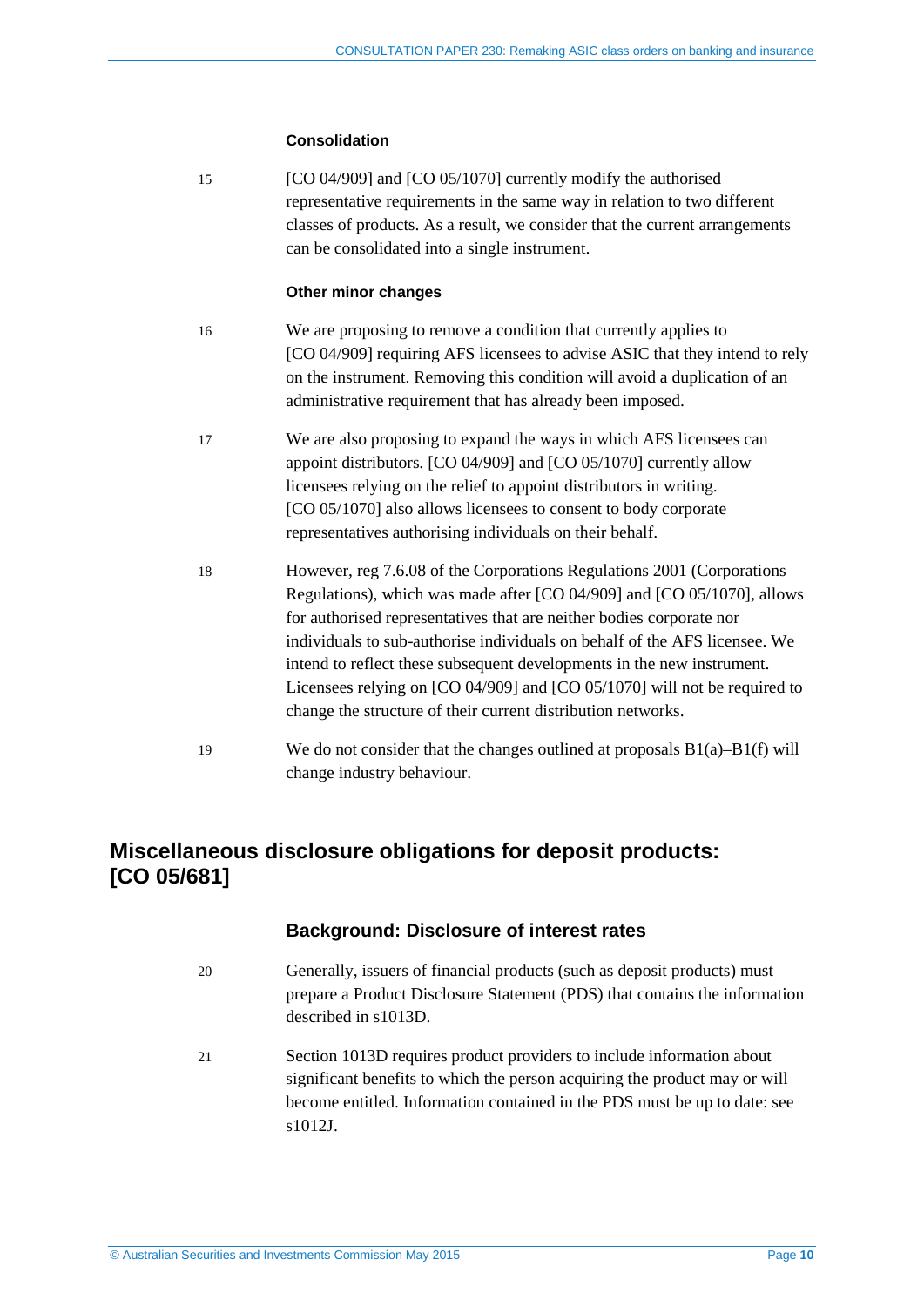#### Consolidation

15 [CO 04/909] and [CO 05/1070] currently modify the authorised representative requirements in the same way in relation to two different classes of products. As a result, we consider that the current arrangements can be consolidated into a single instrument.

#### Other minor changes

16 We are proposing to remove a condition that currently applies to [CO 04/909] requiring AFS licensees to advise ASIC that they intend to rely on the instrument. Removing this condition will avoid a duplication of an administrative requirement that has already been imposed.

17 We are also proposing to expand the ways in which AFS licensees can appoint distributors. [CO 04/909] and [CO 05/1070] currently allow licensees relying on the relief to appoint distributors in writing. [CO 05/1070] also allows licensees to consent to body corporate representatives authorising individuals on their behalf.

18 However, reg 7.6.08 of the Corporations Regulations 2001 (Corporations Regulations), which was made after [CO 04/909] and [CO 05/1070], allows for authorised representatives that are neither bodies corporate nor individuals to sub-authorise individuals on behalf of the AFS licensee. We intend to reflect these subsequent developments in the new instrument. Licensees relying on [CO 04/909] and [CO 05/1070] will not be required to change the structure of their current distribution networks.

19 We do not consider that the changes outlined at proposals B1(a)–B1(f) will change industry behaviour.

## Miscellaneous disclosure obligations for deposit products: [CO 05/681]

### Background: Disclosure of interest rates

20 Generally, issuers of financial products (such as deposit products) must prepare a Product Disclosure Statement (PDS) that contains the information described in s1013D.

21 Section 1013D requires product providers to include information about significant benefits to which the person acquiring the product may or will become entitled. Information contained in the PDS must be up to date: see s1012J.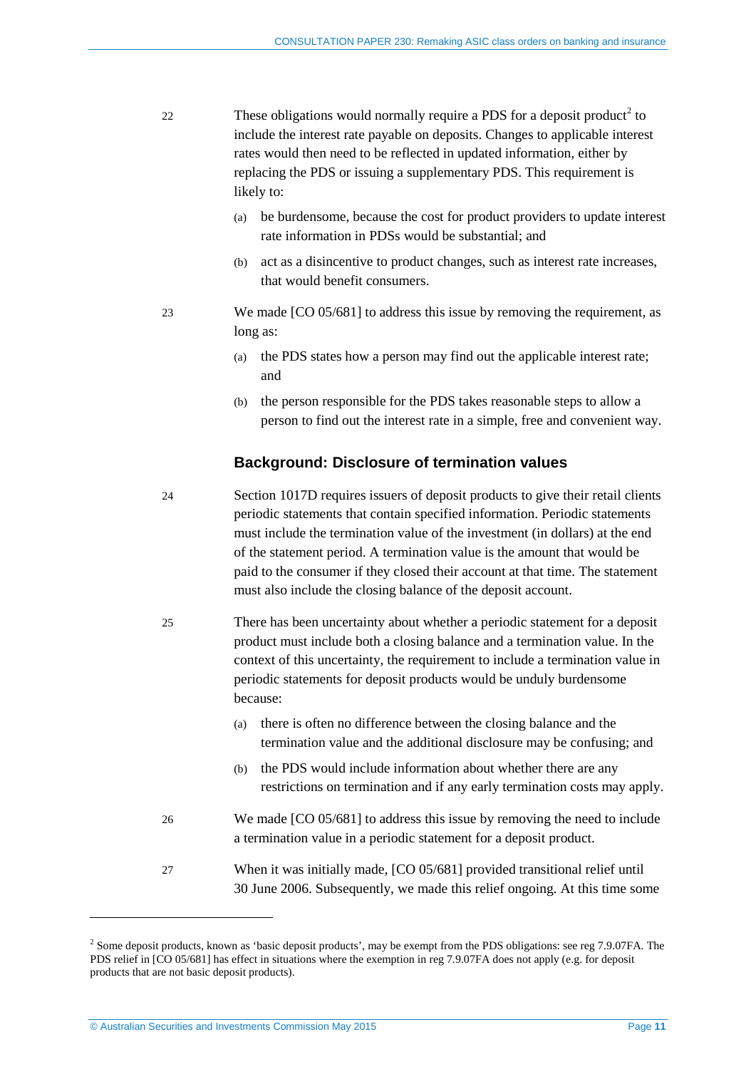22 These obligations would normally require a PDS for a deposit product[2] to include the interest rate payable on deposits. Changes to applicable interest rates would then need to be reflected in updated information, either by replacing the PDS or issuing a supplementary PDS. This requirement is likely to:

(a) be burdensome, because the cost for product providers to update interest rate information in PDSs would be substantial; and

(b) act as a disincentive to product changes, such as interest rate increases, that would benefit consumers.

23 We made [CO 05/681] to address this issue by removing the requirement, as long as:

(a) the PDS states how a person may find out the applicable interest rate; and

(b) the person responsible for the PDS takes reasonable steps to allow a person to find out the interest rate in a simple, free and convenient way.

### Background: Disclosure of termination values

24 Section 1017D requires issuers of deposit products to give their retail clients periodic statements that contain specified information. Periodic statements must include the termination value of the investment (in dollars) at the end of the statement period. A termination value is the amount that would be paid to the consumer if they closed their account at that time. The statement must also include the closing balance of the deposit account.

25 There has been uncertainty about whether a periodic statement for a deposit product must include both a closing balance and a termination value. In the context of this uncertainty, the requirement to include a termination value in periodic statements for deposit products would be unduly burdensome because:

(a) there is often no difference between the closing balance and the termination value and the additional disclosure may be confusing; and

(b) the PDS would include information about whether there are any restrictions on termination and if any early termination costs may apply.

26 We made [CO 05/681] to address this issue by removing the need to include a termination value in a periodic statement for a deposit product.

27 When it was initially made, [CO 05/681] provided transitional relief until 30 June 2006. Subsequently, we made this relief ongoing. At this time some

---

[2] Some deposit products, known as 'basic deposit products', may be exempt from the PDS obligations: see reg 7.9.07FA. The PDS relief in [CO 05/681] has effect in situations where the exemption in reg 7.9.07FA does not apply (e.g. for deposit products that are not basic deposit products).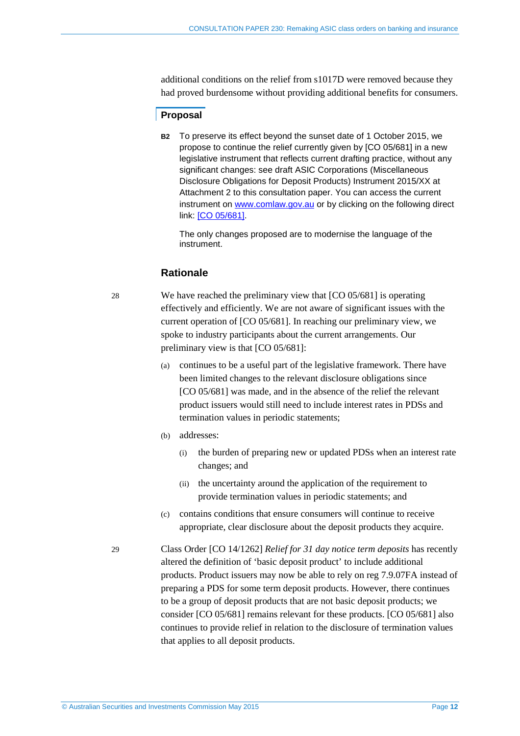additional conditions on the relief from s1017D were removed because they had proved burdensome without providing additional benefits for consumers.

### Proposal

**B2** To preserve its effect beyond the sunset date of 1 October 2015, we propose to continue the relief currently given by [CO 05/681] in a new legislative instrument that reflects current drafting practice, without any significant changes: see draft ASIC Corporations (Miscellaneous Disclosure Obligations for Deposit Products) Instrument 2015/XX at Attachment 2 to this consultation paper. You can access the current instrument on www.comlaw.gov.au or by clicking on the following direct link: [CO 05/681].

The only changes proposed are to modernise the language of the instrument.

### Rationale

28 We have reached the preliminary view that [CO 05/681] is operating effectively and efficiently. We are not aware of significant issues with the current operation of [CO 05/681]. In reaching our preliminary view, we spoke to industry participants about the current arrangements. Our preliminary view is that [CO 05/681]:

(a) continues to be a useful part of the legislative framework. There have been limited changes to the relevant disclosure obligations since [CO 05/681] was made, and in the absence of the relief the relevant product issuers would still need to include interest rates in PDSs and termination values in periodic statements;

(b) addresses:

 (i) the burden of preparing new or updated PDSs when an interest rate changes; and

 (ii) the uncertainty around the application of the requirement to provide termination values in periodic statements; and

(c) contains conditions that ensure consumers will continue to receive appropriate, clear disclosure about the deposit products they acquire.

29 Class Order [CO 14/1262] *Relief for 31 day notice term deposits* has recently altered the definition of 'basic deposit product' to include additional products. Product issuers may now be able to rely on reg 7.9.07FA instead of preparing a PDS for some term deposit products. However, there continues to be a group of deposit products that are not basic deposit products; we consider [CO 05/681] remains relevant for these products. [CO 05/681] also continues to provide relief in relation to the disclosure of termination values that applies to all deposit products.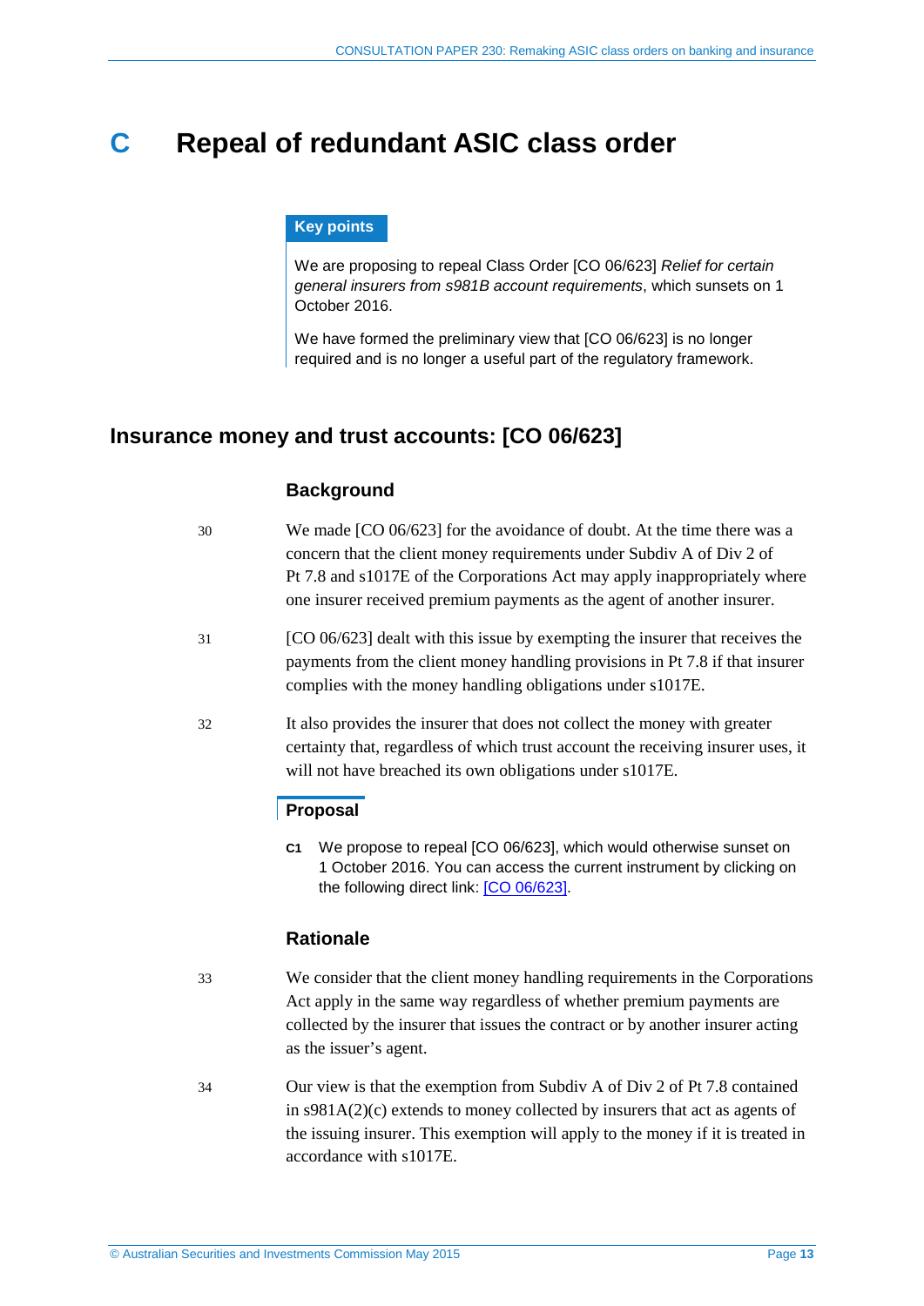# C Repeal of redundant ASIC class order

**Key points**

We are proposing to repeal Class Order [CO 06/623] *Relief for certain general insurers from s981B account requirements*, which sunsets on 1 October 2016.

We have formed the preliminary view that [CO 06/623] is no longer required and is no longer a useful part of the regulatory framework.

## Insurance money and trust accounts: [CO 06/623]

### Background

30 We made [CO 06/623] for the avoidance of doubt. At the time there was a concern that the client money requirements under Subdiv A of Div 2 of Pt 7.8 and s1017E of the Corporations Act may apply inappropriately where one insurer received premium payments as the agent of another insurer.

31 [CO 06/623] dealt with this issue by exempting the insurer that receives the payments from the client money handling provisions in Pt 7.8 if that insurer complies with the money handling obligations under s1017E.

32 It also provides the insurer that does not collect the money with greater certainty that, regardless of which trust account the receiving insurer uses, it will not have breached its own obligations under s1017E.

### Proposal

**C1** We propose to repeal [CO 06/623], which would otherwise sunset on 1 October 2016. You can access the current instrument by clicking on the following direct link: [CO 06/623].

### Rationale

33 We consider that the client money handling requirements in the Corporations Act apply in the same way regardless of whether premium payments are collected by the insurer that issues the contract or by another insurer acting as the issuer's agent.

34 Our view is that the exemption from Subdiv A of Div 2 of Pt 7.8 contained in s981A(2)(c) extends to money collected by insurers that act as agents of the issuing insurer. This exemption will apply to the money if it is treated in accordance with s1017E.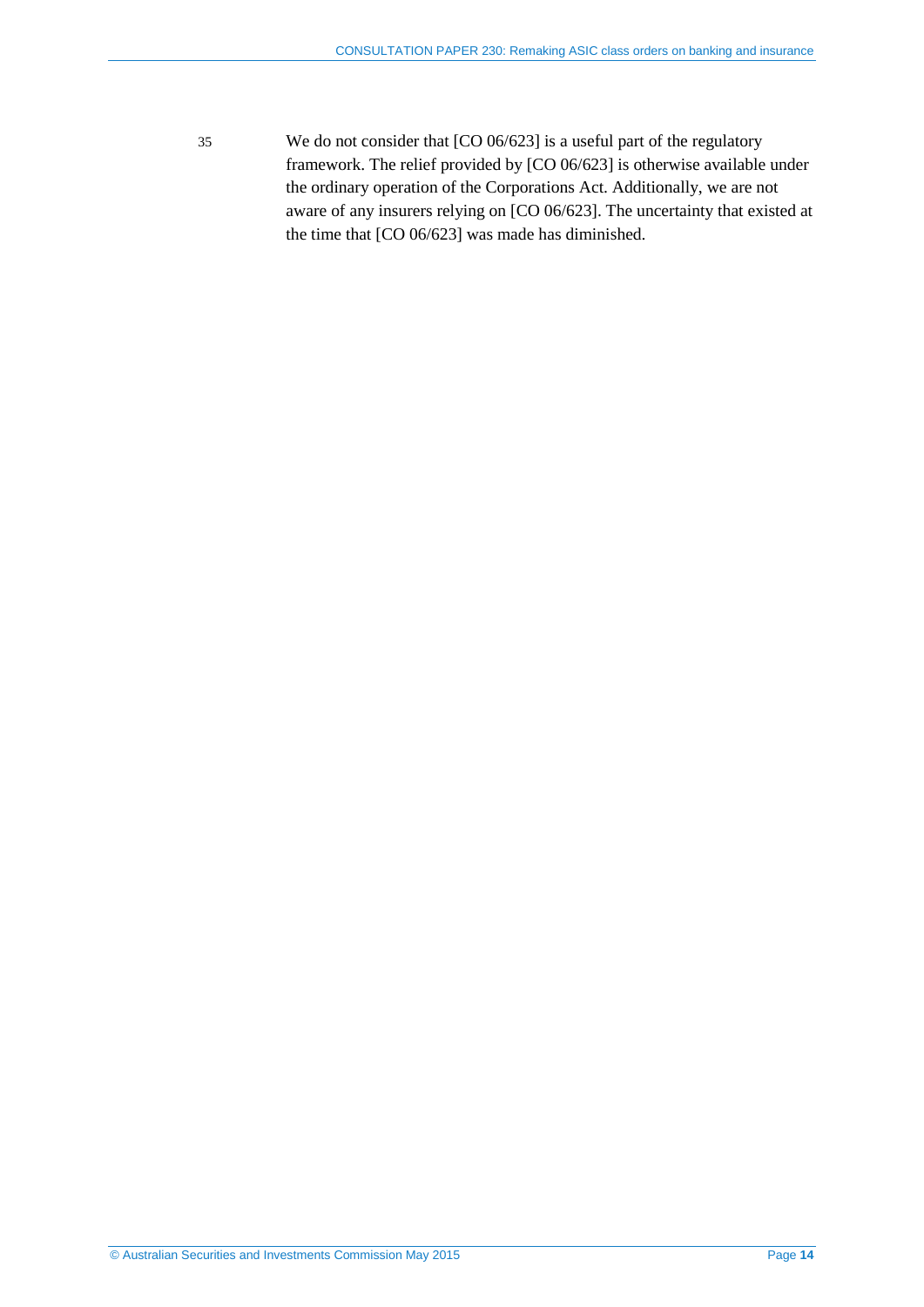35 We do not consider that [CO 06/623] is a useful part of the regulatory framework. The relief provided by [CO 06/623] is otherwise available under the ordinary operation of the Corporations Act. Additionally, we are not aware of any insurers relying on [CO 06/623]. The uncertainty that existed at the time that [CO 06/623] was made has diminished.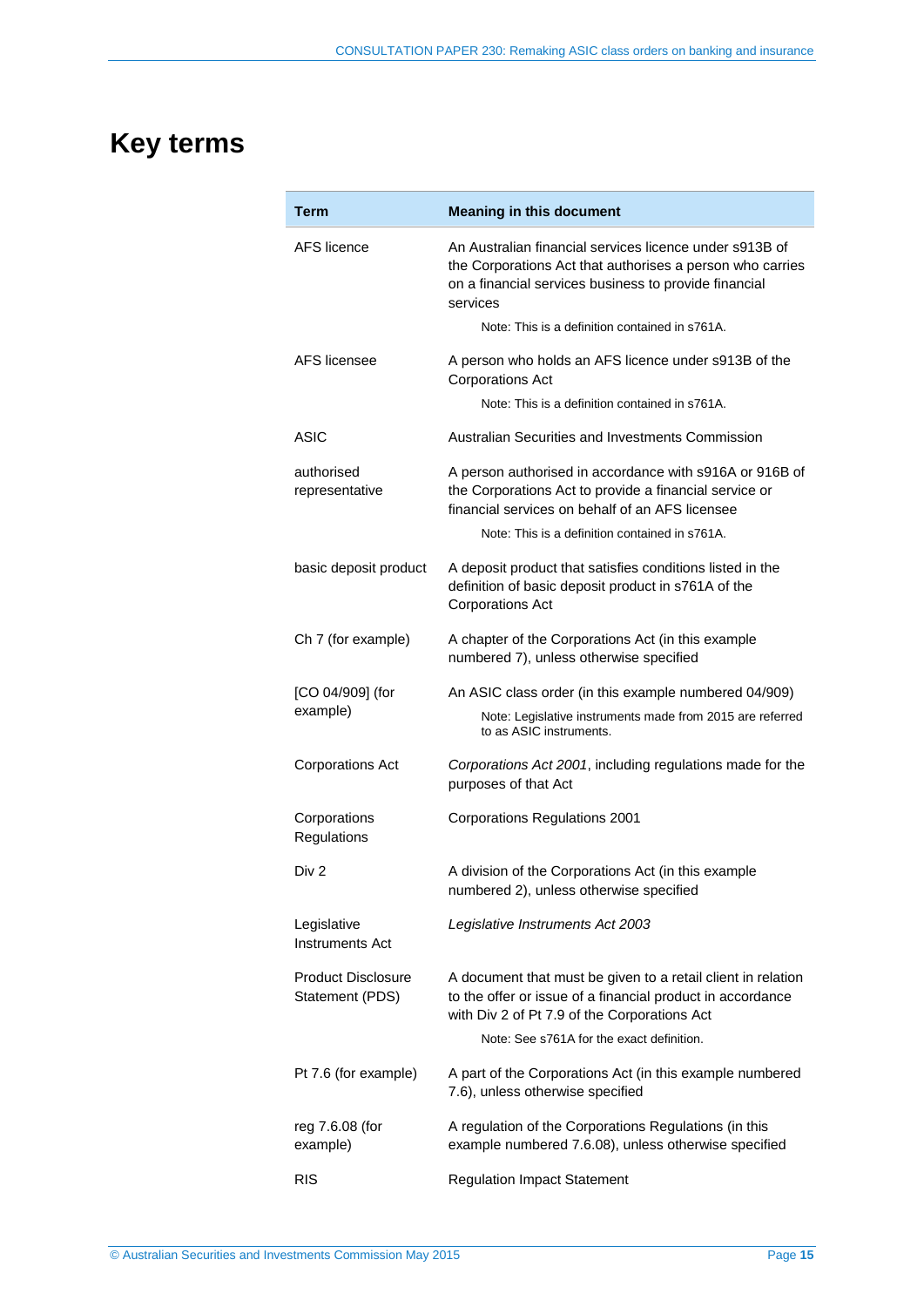# Key terms

| Term | Meaning in this document |
|---|---|
| AFS licence | An Australian financial services licence under s913B of the Corporations Act that authorises a person who carries on a financial services business to provide financial services<br><br>Note: This is a definition contained in s761A. |
| AFS licensee | A person who holds an AFS licence under s913B of the Corporations Act<br><br>Note: This is a definition contained in s761A. |
| ASIC | Australian Securities and Investments Commission |
| authorised representative | A person authorised in accordance with s916A or 916B of the Corporations Act to provide a financial service or financial services on behalf of an AFS licensee<br><br>Note: This is a definition contained in s761A. |
| basic deposit product | A deposit product that satisfies conditions listed in the definition of basic deposit product in s761A of the Corporations Act |
| Ch 7 (for example) | A chapter of the Corporations Act (in this example numbered 7), unless otherwise specified |
| [CO 04/909] (for example) | An ASIC class order (in this example numbered 04/909)<br><br>Note: Legislative instruments made from 2015 are referred to as ASIC instruments. |
| Corporations Act | *Corporations Act 2001*, including regulations made for the purposes of that Act |
| Corporations Regulations | Corporations Regulations 2001 |
| Div 2 | A division of the Corporations Act (in this example numbered 2), unless otherwise specified |
| Legislative Instruments Act | *Legislative Instruments Act 2003* |
| Product Disclosure Statement (PDS) | A document that must be given to a retail client in relation to the offer or issue of a financial product in accordance with Div 2 of Pt 7.9 of the Corporations Act<br><br>Note: See s761A for the exact definition. |
| Pt 7.6 (for example) | A part of the Corporations Act (in this example numbered 7.6), unless otherwise specified |
| reg 7.6.08 (for example) | A regulation of the Corporations Regulations (in this example numbered 7.6.08), unless otherwise specified |
| RIS | Regulation Impact Statement |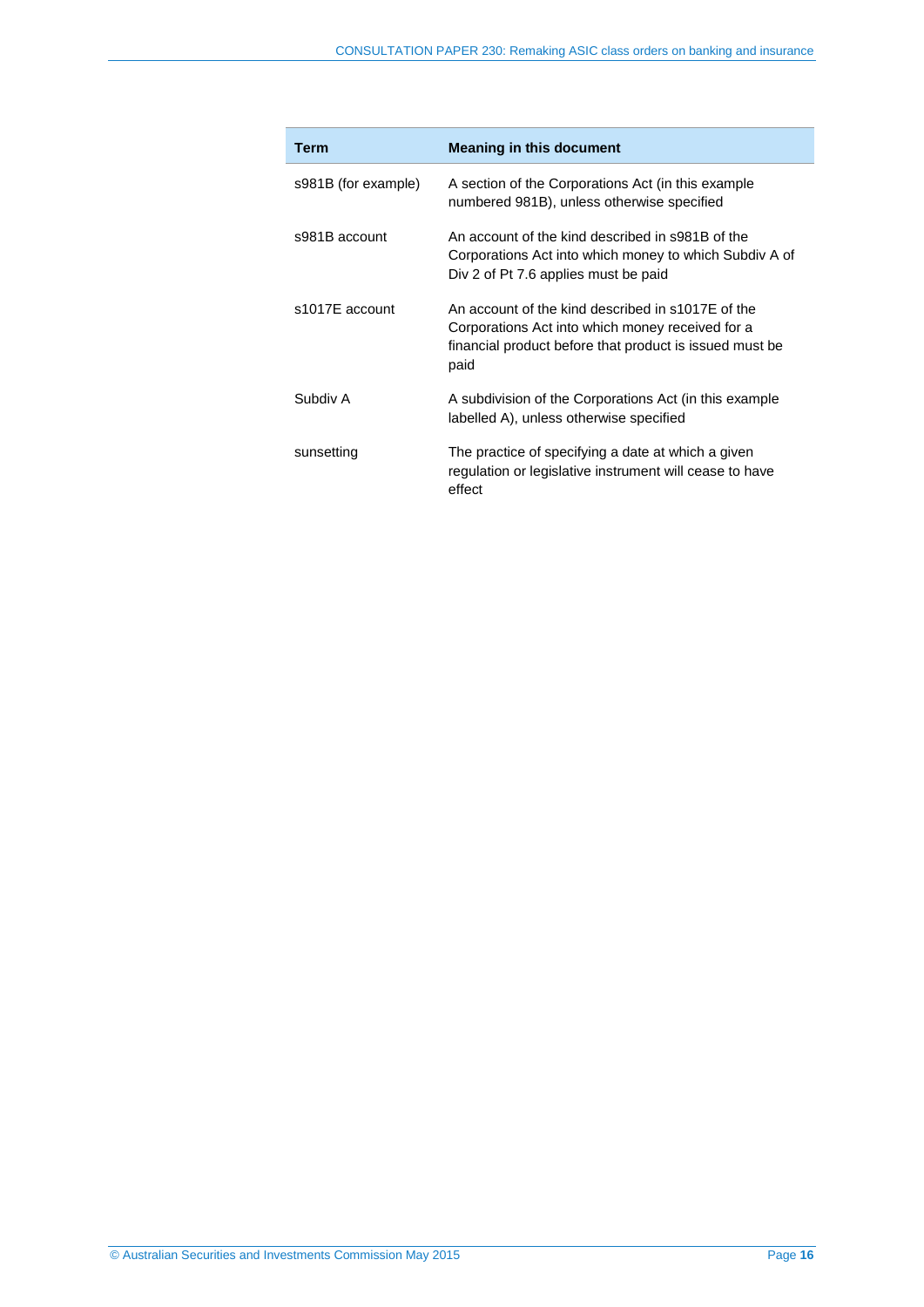| Term | Meaning in this document |
|---|---|
| s981B (for example) | A section of the Corporations Act (in this example numbered 981B), unless otherwise specified |
| s981B account | An account of the kind described in s981B of the Corporations Act into which money to which Subdiv A of Div 2 of Pt 7.6 applies must be paid |
| s1017E account | An account of the kind described in s1017E of the Corporations Act into which money received for a financial product before that product is issued must be paid |
| Subdiv A | A subdivision of the Corporations Act (in this example labelled A), unless otherwise specified |
| sunsetting | The practice of specifying a date at which a given regulation or legislative instrument will cease to have effect |